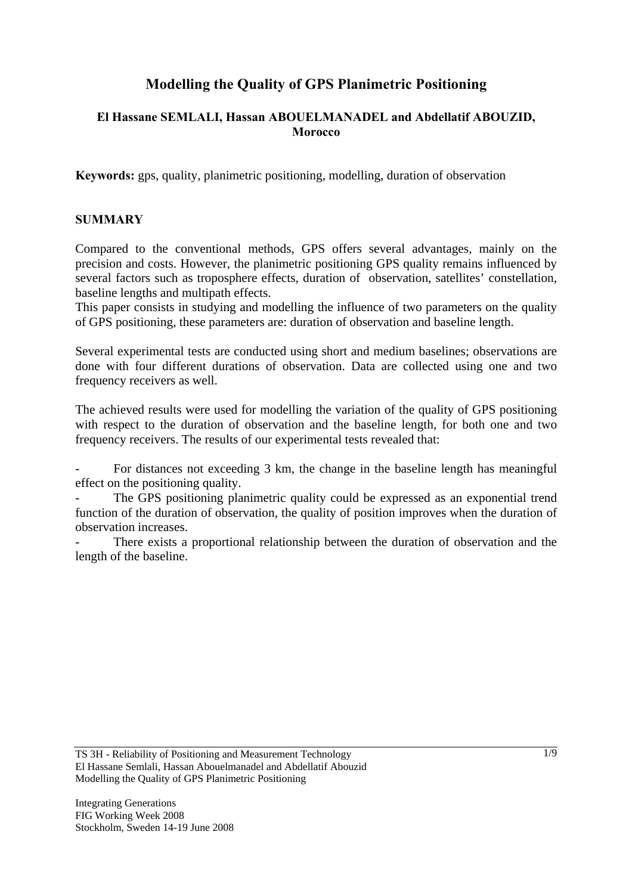# Modelling the Quality of GPS Planimetric Positioning

**El Hassane SEMLALI, Hassan ABOUELMANADEL and Abdellatif ABOUZID, Morocco**

**Keywords:** gps, quality, planimetric positioning, modelling, duration of observation

## SUMMARY

Compared to the conventional methods, GPS offers several advantages, mainly on the precision and costs. However, the planimetric positioning GPS quality remains influenced by several factors such as troposphere effects, duration of observation, satellites' constellation, baseline lengths and multipath effects.

This paper consists in studying and modelling the influence of two parameters on the quality of GPS positioning, these parameters are: duration of observation and baseline length.

Several experimental tests are conducted using short and medium baselines; observations are done with four different durations of observation. Data are collected using one and two frequency receivers as well.

The achieved results were used for modelling the variation of the quality of GPS positioning with respect to the duration of observation and the baseline length, for both one and two frequency receivers. The results of our experimental tests revealed that:

- For distances not exceeding 3 km, the change in the baseline length has meaningful effect on the positioning quality.
- The GPS positioning planimetric quality could be expressed as an exponential trend function of the duration of observation, the quality of position improves when the duration of observation increases.
- There exists a proportional relationship between the duration of observation and the length of the baseline.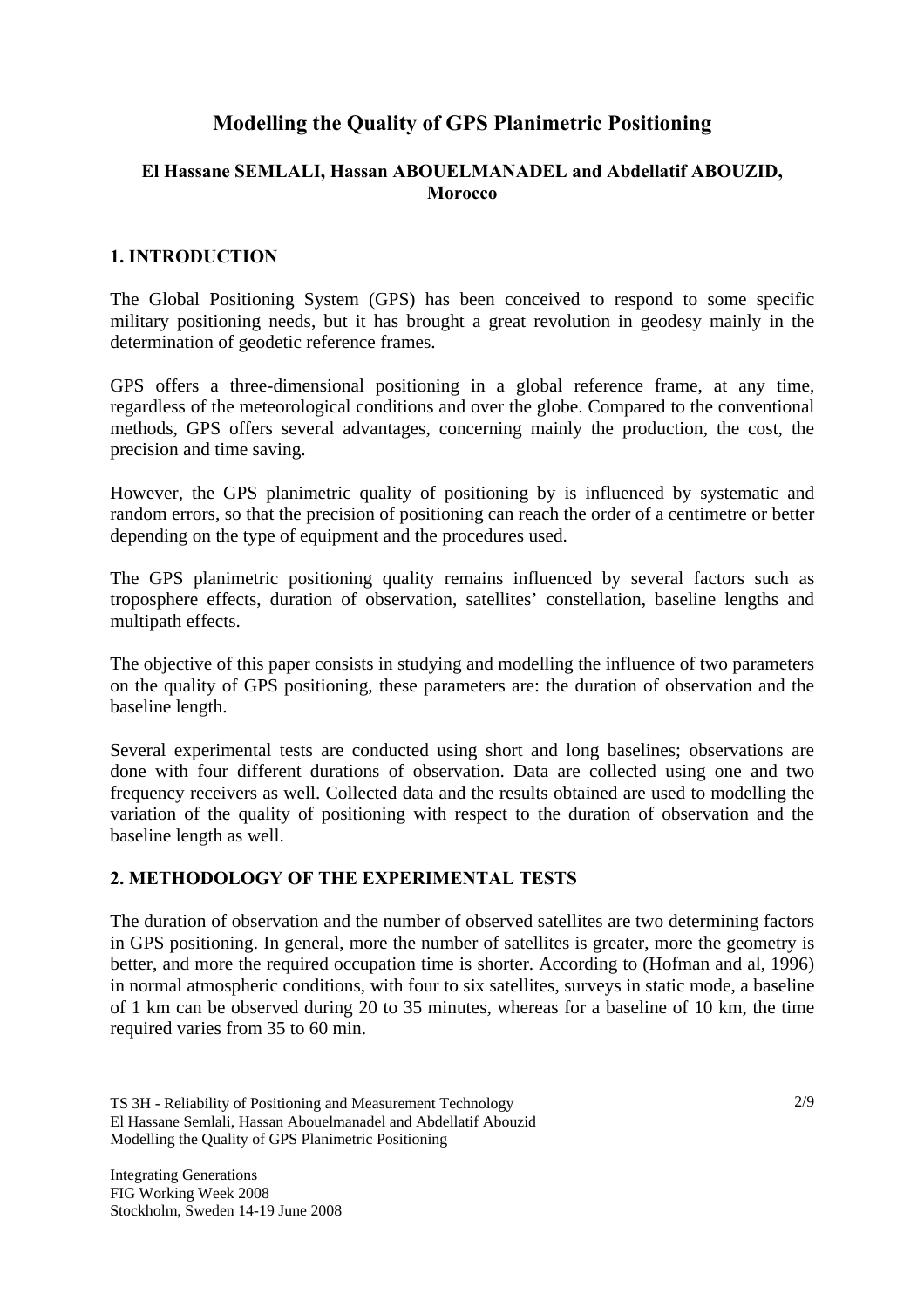# Modelling the Quality of GPS Planimetric Positioning

### El Hassane SEMLALI, Hassan ABOUELMANADEL and Abdellatif ABOUZID, Morocco

## 1. INTRODUCTION

The Global Positioning System (GPS) has been conceived to respond to some specific military positioning needs, but it has brought a great revolution in geodesy mainly in the determination of geodetic reference frames.

GPS offers a three-dimensional positioning in a global reference frame, at any time, regardless of the meteorological conditions and over the globe. Compared to the conventional methods, GPS offers several advantages, concerning mainly the production, the cost, the precision and time saving.

However, the GPS planimetric quality of positioning by is influenced by systematic and random errors, so that the precision of positioning can reach the order of a centimetre or better depending on the type of equipment and the procedures used.

The GPS planimetric positioning quality remains influenced by several factors such as troposphere effects, duration of observation, satellites' constellation, baseline lengths and multipath effects.

The objective of this paper consists in studying and modelling the influence of two parameters on the quality of GPS positioning, these parameters are: the duration of observation and the baseline length.

Several experimental tests are conducted using short and long baselines; observations are done with four different durations of observation. Data are collected using one and two frequency receivers as well. Collected data and the results obtained are used to modelling the variation of the quality of positioning with respect to the duration of observation and the baseline length as well.

## 2. METHODOLOGY OF THE EXPERIMENTAL TESTS

The duration of observation and the number of observed satellites are two determining factors in GPS positioning. In general, more the number of satellites is greater, more the geometry is better, and more the required occupation time is shorter. According to (Hofman and al, 1996) in normal atmospheric conditions, with four to six satellites, surveys in static mode, a baseline of 1 km can be observed during 20 to 35 minutes, whereas for a baseline of 10 km, the time required varies from 35 to 60 min.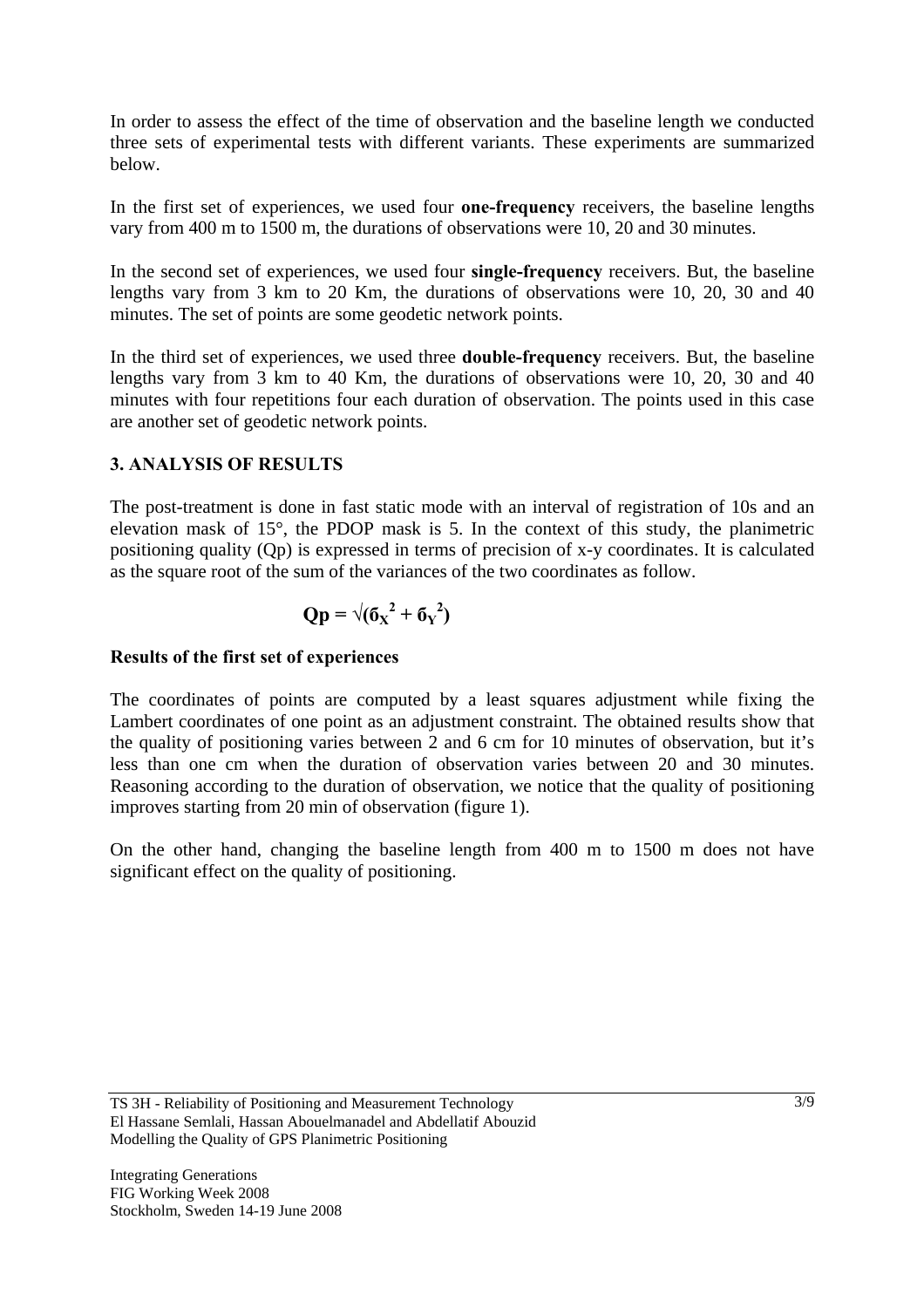In order to assess the effect of the time of observation and the baseline length we conducted three sets of experimental tests with different variants. These experiments are summarized below.

In the first set of experiences, we used four **one-frequency** receivers, the baseline lengths vary from 400 m to 1500 m, the durations of observations were 10, 20 and 30 minutes.

In the second set of experiences, we used four **single-frequency** receivers. But, the baseline lengths vary from 3 km to 20 Km, the durations of observations were 10, 20, 30 and 40 minutes. The set of points are some geodetic network points.

In the third set of experiences, we used three **double-frequency** receivers. But, the baseline lengths vary from 3 km to 40 Km, the durations of observations were 10, 20, 30 and 40 minutes with four repetitions four each duration of observation. The points used in this case are another set of geodetic network points.

## 3. ANALYSIS OF RESULTS

The post-treatment is done in fast static mode with an interval of registration of 10s and an elevation mask of 15°, the PDOP mask is 5. In the context of this study, the planimetric positioning quality (Qp) is expressed in terms of precision of x-y coordinates. It is calculated as the square root of the sum of the variances of the two coordinates as follow.

$$\mathbf{Qp = \sqrt{(\sigma_X^2 + \sigma_Y^2)}}$$

### Results of the first set of experiences

The coordinates of points are computed by a least squares adjustment while fixing the Lambert coordinates of one point as an adjustment constraint. The obtained results show that the quality of positioning varies between 2 and 6 cm for 10 minutes of observation, but it's less than one cm when the duration of observation varies between 20 and 30 minutes. Reasoning according to the duration of observation, we notice that the quality of positioning improves starting from 20 min of observation (figure 1).

On the other hand, changing the baseline length from 400 m to 1500 m does not have significant effect on the quality of positioning.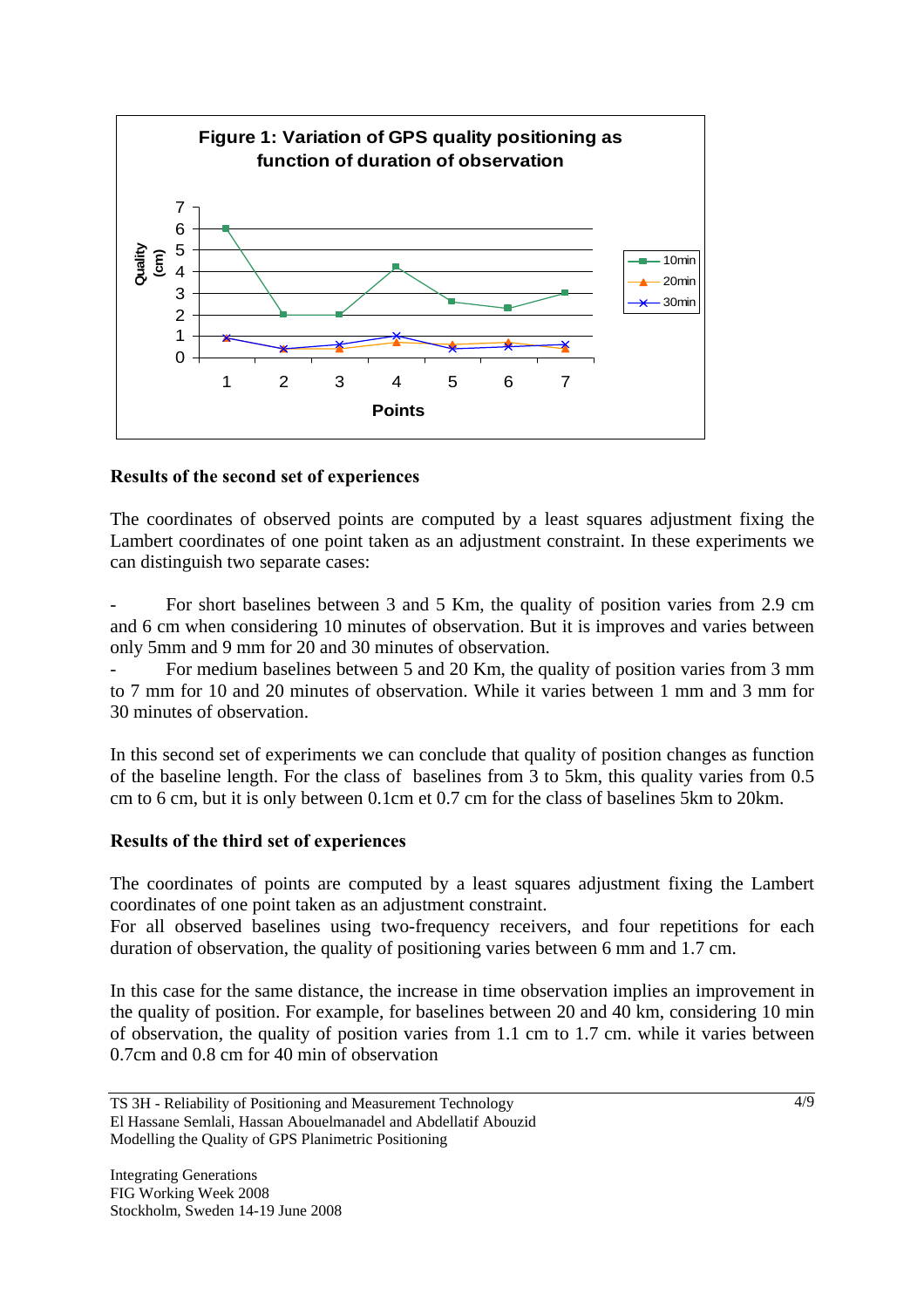Figure 1: Variation of GPS quality positioning as function of duration of observation

**Results of the second set of experiences**

The coordinates of observed points are computed by a least squares adjustment fixing the Lambert coordinates of one point taken as an adjustment constraint. In these experiments we can distinguish two separate cases:

- For short baselines between 3 and 5 Km, the quality of position varies from 2.9 cm and 6 cm when considering 10 minutes of observation. But it is improves and varies between only 5mm and 9 mm for 20 and 30 minutes of observation.
- For medium baselines between 5 and 20 Km, the quality of position varies from 3 mm to 7 mm for 10 and 20 minutes of observation. While it varies between 1 mm and 3 mm for 30 minutes of observation.

In this second set of experiments we can conclude that quality of position changes as function of the baseline length. For the class of baselines from 3 to 5km, this quality varies from 0.5 cm to 6 cm, but it is only between 0.1cm et 0.7 cm for the class of baselines 5km to 20km.

**Results of the third set of experiences**

The coordinates of points are computed by a least squares adjustment fixing the Lambert coordinates of one point taken as an adjustment constraint.
For all observed baselines using two-frequency receivers, and four repetitions for each duration of observation, the quality of positioning varies between 6 mm and 1.7 cm.

In this case for the same distance, the increase in time observation implies an improvement in the quality of position. For example, for baselines between 20 and 40 km, considering 10 min of observation, the quality of position varies from 1.1 cm to 1.7 cm. while it varies between 0.7cm and 0.8 cm for 40 min of observation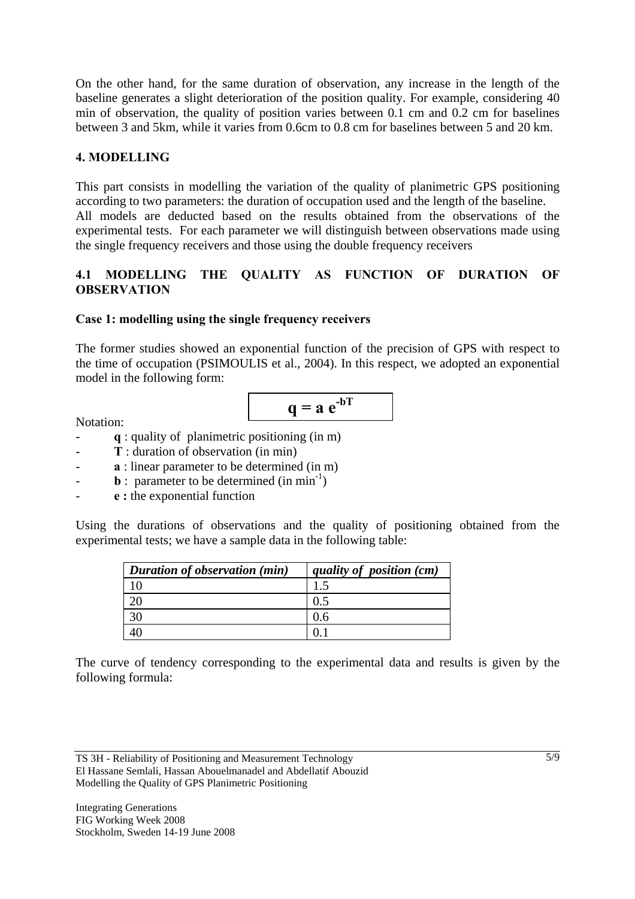On the other hand, for the same duration of observation, any increase in the length of the baseline generates a slight deterioration of the position quality. For example, considering 40 min of observation, the quality of position varies between 0.1 cm and 0.2 cm for baselines between 3 and 5km, while it varies from 0.6cm to 0.8 cm for baselines between 5 and 20 km.

## 4. MODELLING

This part consists in modelling the variation of the quality of planimetric GPS positioning according to two parameters: the duration of occupation used and the length of the baseline. All models are deducted based on the results obtained from the observations of the experimental tests. For each parameter we will distinguish between observations made using the single frequency receivers and those using the double frequency receivers

### 4.1 MODELLING THE QUALITY AS FUNCTION OF DURATION OF OBSERVATION

**Case 1: modelling using the single frequency receivers**

The former studies showed an exponential function of the precision of GPS with respect to the time of occupation (PSIMOULIS et al., 2004). In this respect, we adopted an exponential model in the following form:

$$\mathbf{q = a\,e^{-bT}}$$

Notation:

- **q** : quality of planimetric positioning (in m)
- **T** : duration of observation (in min)
- **a** : linear parameter to be determined (in m)
- **b** : parameter to be determined (in $\text{min}^{-1}$)
- **e :** the exponential function

Using the durations of observations and the quality of positioning obtained from the experimental tests; we have a sample data in the following table:

| *Duration of observation (min)* | *quality of position (cm)* |
|---|---|
| 10 | 1.5 |
| 20 | 0.5 |
| 30 | 0.6 |
| 40 | 0.1 |

The curve of tendency corresponding to the experimental data and results is given by the following formula: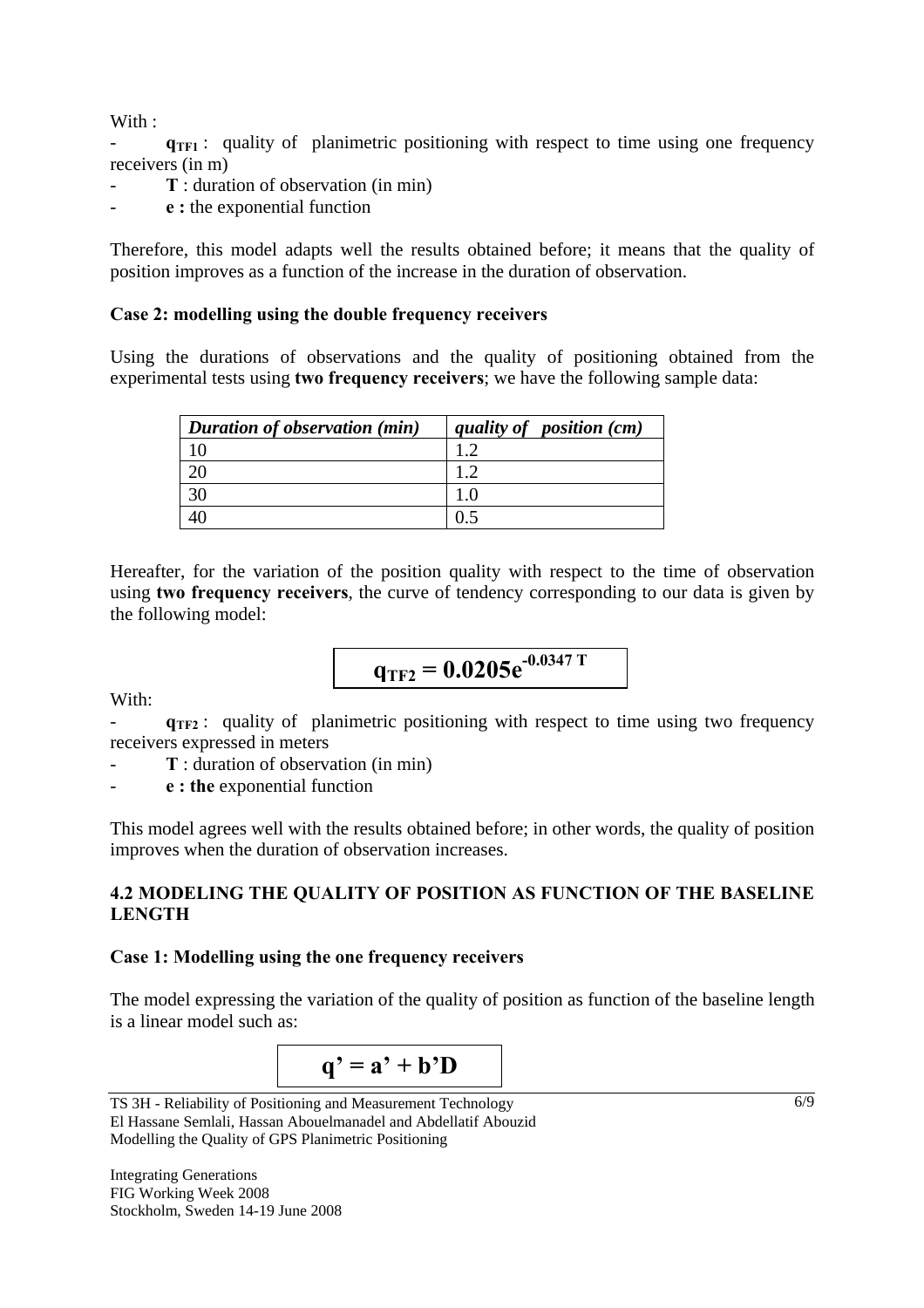With :

- $q_{TF1}$ : quality of planimetric positioning with respect to time using one frequency receivers (in m)
- **T** : duration of observation (in min)
- **e :** the exponential function

Therefore, this model adapts well the results obtained before; it means that the quality of position improves as a function of the increase in the duration of observation.

**Case 2: modelling using the double frequency receivers**

Using the durations of observations and the quality of positioning obtained from the experimental tests using **two frequency receivers**; we have the following sample data:

| *Duration of observation (min)* | *quality of position (cm)* |
|---|---|
| 10 | 1.2 |
| 20 | 1.2 |
| 30 | 1.0 |
| 40 | 0.5 |

Hereafter, for the variation of the position quality with respect to the time of observation using **two frequency receivers**, the curve of tendency corresponding to our data is given by the following model:

$$q_{TF2} = 0.0205e^{-0.0347\,T}$$

With:

- $q_{TF2}$ : quality of planimetric positioning with respect to time using two frequency receivers expressed in meters
- **T** : duration of observation (in min)
- **e : the** exponential function

This model agrees well with the results obtained before; in other words, the quality of position improves when the duration of observation increases.

## 4.2 MODELING THE QUALITY OF POSITION AS FUNCTION OF THE BASELINE LENGTH

**Case 1: Modelling using the one frequency receivers**

The model expressing the variation of the quality of position as function of the baseline length is a linear model such as:

$$q' = a' + b'D$$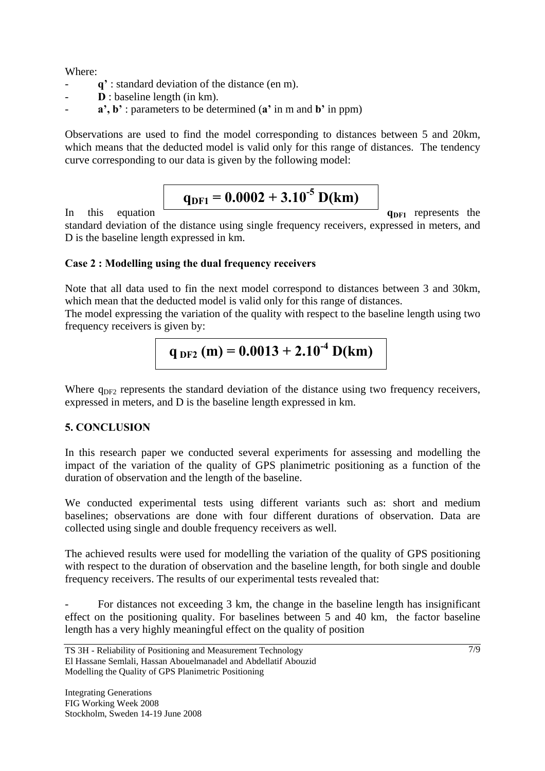Where:

- **q'** : standard deviation of the distance (en m).
- **D** : baseline length (in km).
- **a', b'** : parameters to be determined (**a'** in m and **b'** in ppm)

Observations are used to find the model corresponding to distances between 5 and 20km, which means that the deducted model is valid only for this range of distances. The tendency curve corresponding to our data is given by the following model:

$$q_{DF1} = 0.0002 + 3.10^{-5}\,D(km)$$

In this equation **$q_{DF1}$** represents the standard deviation of the distance using single frequency receivers, expressed in meters, and D is the baseline length expressed in km.

**Case 2 : Modelling using the dual frequency receivers**

Note that all data used to fin the next model correspond to distances between 3 and 30km, which mean that the deducted model is valid only for this range of distances.
The model expressing the variation of the quality with respect to the baseline length using two frequency receivers is given by:

$$q_{DF2}\,(m) = 0.0013 + 2.10^{-4}\,D(km)$$

Where $q_{DF2}$ represents the standard deviation of the distance using two frequency receivers, expressed in meters, and D is the baseline length expressed in km.

## 5. CONCLUSION

In this research paper we conducted several experiments for assessing and modelling the impact of the variation of the quality of GPS planimetric positioning as a function of the duration of observation and the length of the baseline.

We conducted experimental tests using different variants such as: short and medium baselines; observations are done with four different durations of observation. Data are collected using single and double frequency receivers as well.

The achieved results were used for modelling the variation of the quality of GPS positioning with respect to the duration of observation and the baseline length, for both single and double frequency receivers. The results of our experimental tests revealed that:

- For distances not exceeding 3 km, the change in the baseline length has insignificant effect on the positioning quality. For baselines between 5 and 40 km, the factor baseline length has a very highly meaningful effect on the quality of position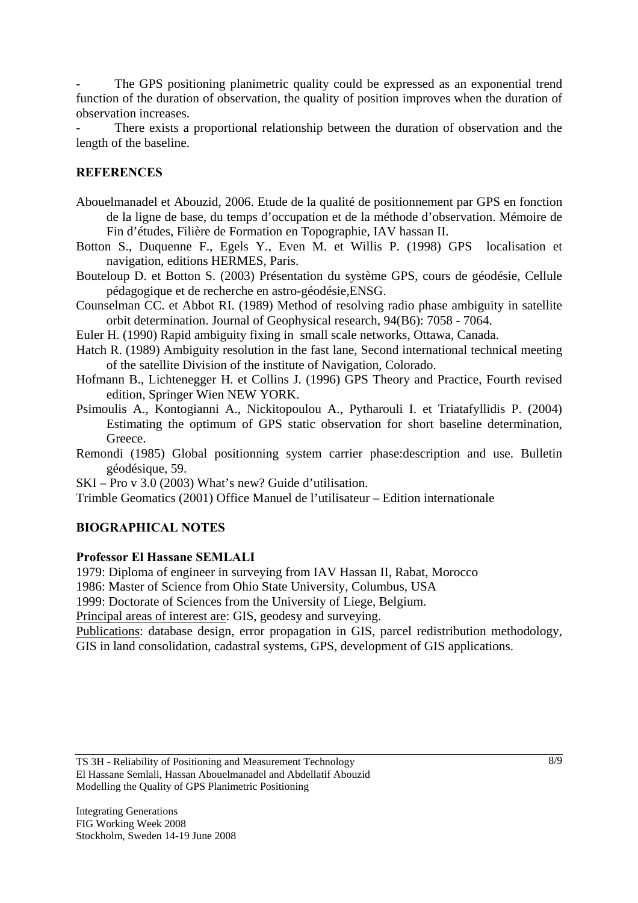- The GPS positioning planimetric quality could be expressed as an exponential trend function of the duration of observation, the quality of position improves when the duration of observation increases.
- There exists a proportional relationship between the duration of observation and the length of the baseline.

## REFERENCES

Abouelmanadel et Abouzid, 2006. Etude de la qualité de positionnement par GPS en fonction de la ligne de base, du temps d'occupation et de la méthode d'observation. Mémoire de Fin d'études, Filière de Formation en Topographie, IAV hassan II.

Botton S., Duquenne F., Egels Y., Even M. et Willis P. (1998) GPS localisation et navigation, editions HERMES, Paris.

Bouteloup D. et Botton S. (2003) Présentation du système GPS, cours de géodésie, Cellule pédagogique et de recherche en astro-géodésie,ENSG.

Counselman CC. et Abbot RI. (1989) Method of resolving radio phase ambiguity in satellite orbit determination. Journal of Geophysical research, 94(B6): 7058 - 7064.

Euler H. (1990) Rapid ambiguity fixing in small scale networks, Ottawa, Canada.

Hatch R. (1989) Ambiguity resolution in the fast lane, Second international technical meeting of the satellite Division of the institute of Navigation, Colorado.

Hofmann B., Lichtenegger H. et Collins J. (1996) GPS Theory and Practice, Fourth revised edition, Springer Wien NEW YORK.

Psimoulis A., Kontogianni A., Nickitopoulou A., Pytharouli I. et Triatafyllidis P. (2004) Estimating the optimum of GPS static observation for short baseline determination, Greece.

Remondi (1985) Global positionning system carrier phase:description and use. Bulletin géodésique, 59.

SKI – Pro v 3.0 (2003) What's new? Guide d'utilisation.

Trimble Geomatics (2001) Office Manuel de l'utilisateur – Edition internationale

## BIOGRAPHICAL NOTES

**Professor El Hassane SEMLALI**

1979: Diploma of engineer in surveying from IAV Hassan II, Rabat, Morocco

1986: Master of Science from Ohio State University, Columbus, USA

1999: Doctorate of Sciences from the University of Liege, Belgium.

Principal areas of interest are: GIS, geodesy and surveying.

Publications: database design, error propagation in GIS, parcel redistribution methodology, GIS in land consolidation, cadastral systems, GPS, development of GIS applications.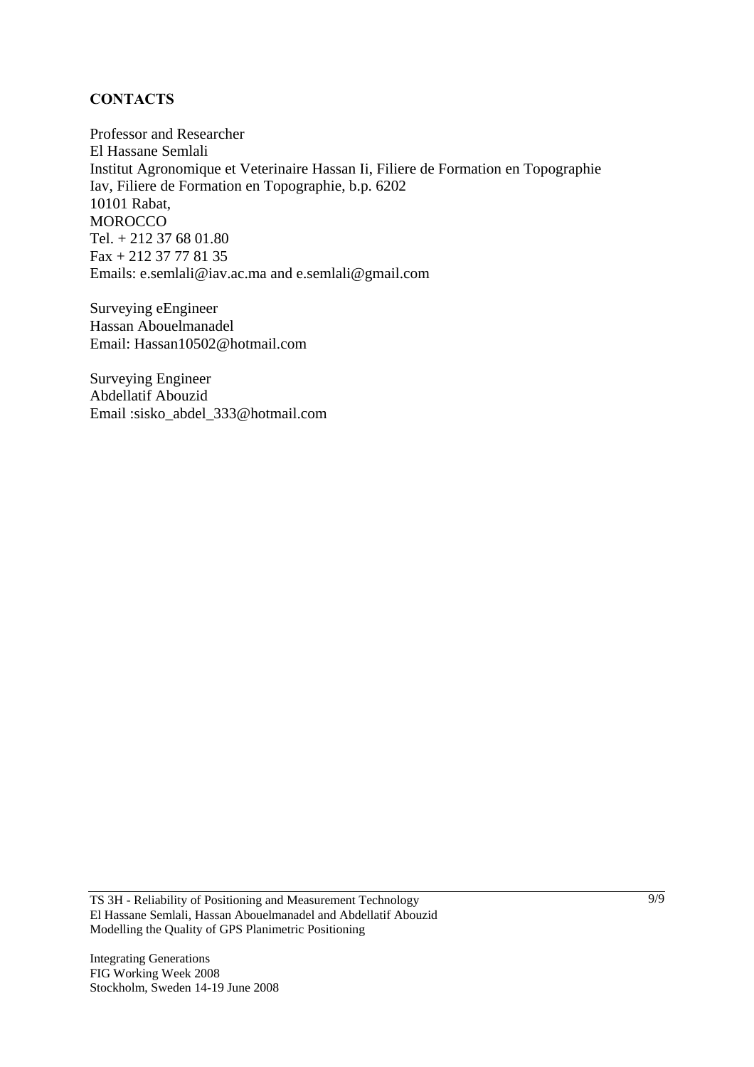## CONTACTS

Professor and Researcher
El Hassane Semlali
Institut Agronomique et Veterinaire Hassan Ii, Filiere de Formation en Topographie
Iav, Filiere de Formation en Topographie, b.p. 6202
10101 Rabat,
MOROCCO
Tel. + 212 37 68 01.80
Fax + 212 37 77 81 35
Emails: e.semlali@iav.ac.ma and e.semlali@gmail.com

Surveying eEngineer
Hassan Abouelmanadel
Email: Hassan10502@hotmail.com

Surveying Engineer
Abdellatif Abouzid
Email :sisko_abdel_333@hotmail.com